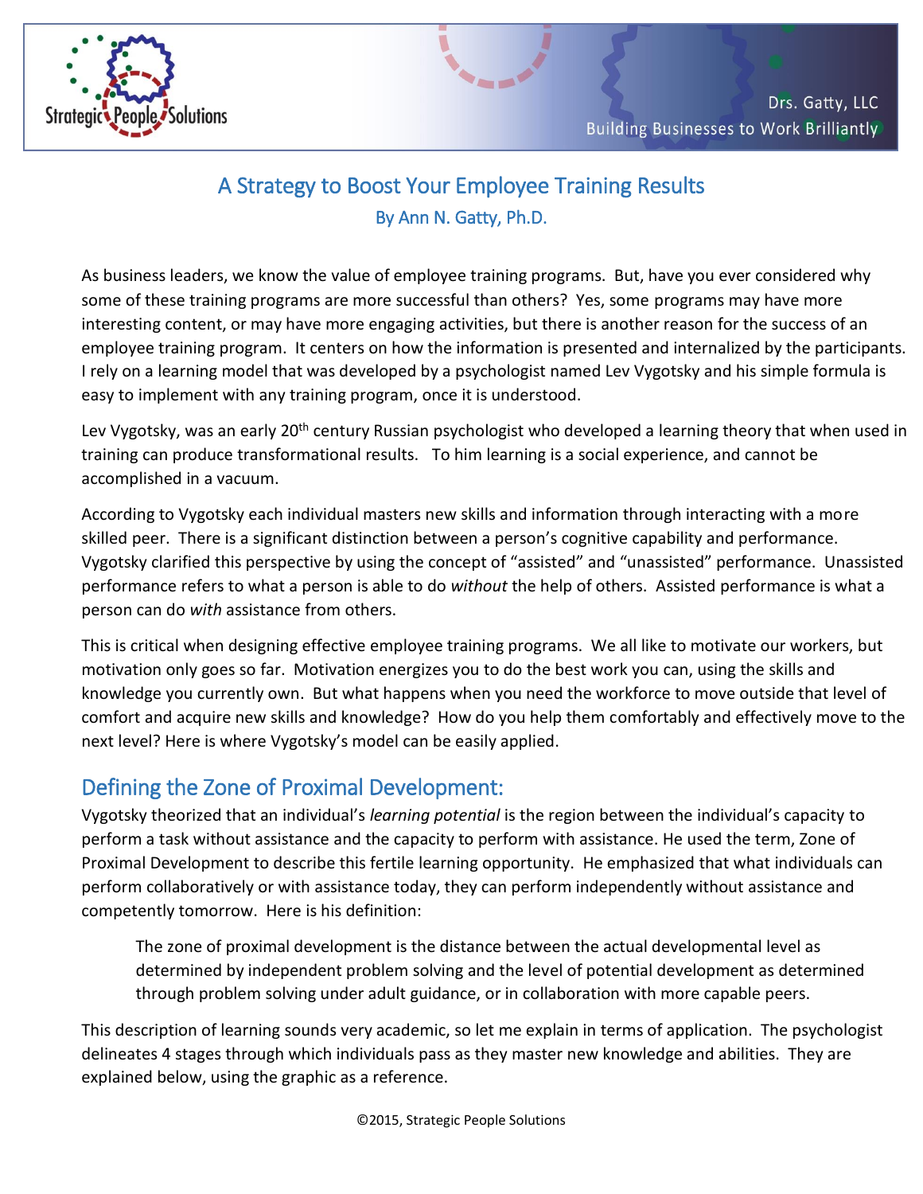# A Strategy to Boost Your Employee Training Results

By Ann N. Gatty, Ph.D.

As business leaders, we know the value of employee training programs. But, have you ever considered why some of these training programs are more successful than others? Yes, some programs may have more interesting content, or may have more engaging activities, but there is another reason for the success of an employee training program. It centers on how the information is presented and internalized by the participants. I rely on a learning model that was developed by a psychologist named Lev Vygotsky and his simple formula is easy to implement with any training program, once it is understood.

Lev Vygotsky, was an early 20th century Russian psychologist who developed a learning theory that when used in training can produce transformational results. To him learning is a social experience, and cannot be accomplished in a vacuum.

According to Vygotsky each individual masters new skills and information through interacting with a more skilled peer. There is a significant distinction between a person's cognitive capability and performance. Vygotsky clarified this perspective by using the concept of "assisted" and "unassisted" performance. Unassisted performance refers to what a person is able to do *without* the help of others. Assisted performance is what a person can do *with* assistance from others.

This is critical when designing effective employee training programs. We all like to motivate our workers, but motivation only goes so far. Motivation energizes you to do the best work you can, using the skills and knowledge you currently own. But what happens when you need the workforce to move outside that level of comfort and acquire new skills and knowledge? How do you help them comfortably and effectively move to the next level? Here is where Vygotsky's model can be easily applied.

## Defining the Zone of Proximal Development:

Vygotsky theorized that an individual's *learning potential* is the region between the individual's capacity to perform a task without assistance and the capacity to perform with assistance. He used the term, Zone of Proximal Development to describe this fertile learning opportunity. He emphasized that what individuals can perform collaboratively or with assistance today, they can perform independently without assistance and competently tomorrow. Here is his definition:

> The zone of proximal development is the distance between the actual developmental level as determined by independent problem solving and the level of potential development as determined through problem solving under adult guidance, or in collaboration with more capable peers.

This description of learning sounds very academic, so let me explain in terms of application. The psychologist delineates 4 stages through which individuals pass as they master new knowledge and abilities. They are explained below, using the graphic as a reference.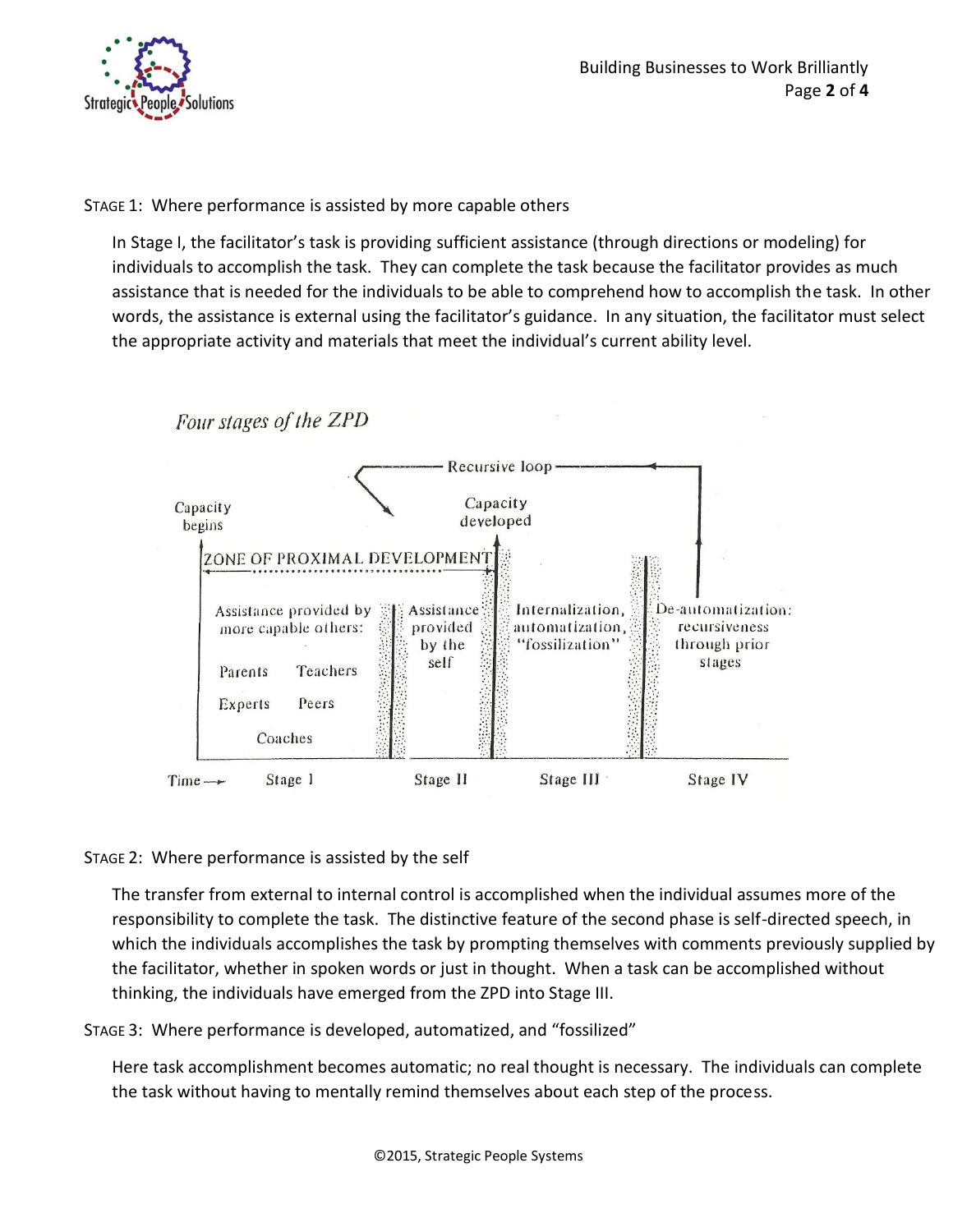STAGE 1: Where performance is assisted by more capable others

In Stage I, the facilitator's task is providing sufficient assistance (through directions or modeling) for individuals to accomplish the task. They can complete the task because the facilitator provides as much assistance that is needed for the individuals to be able to comprehend how to accomplish the task. In other words, the assistance is external using the facilitator's guidance. In any situation, the facilitator must select the appropriate activity and materials that meet the individual's current ability level.

*Four stages of the ZPD*

Recursive loop

Capacity begins

Capacity developed

ZONE OF PROXIMAL DEVELOPMENT

| Stage I | Stage II | Stage III | Stage IV |
|---|---|---|---|
| Assistance provided by more capable others: Parents, Teachers, Experts, Peers, Coaches | Assistance provided by the self | Internalization, automatization, "fossilization" | De-automatization: recursiveness through prior stages |

Time →

STAGE 2: Where performance is assisted by the self

The transfer from external to internal control is accomplished when the individual assumes more of the responsibility to complete the task. The distinctive feature of the second phase is self-directed speech, in which the individuals accomplishes the task by prompting themselves with comments previously supplied by the facilitator, whether in spoken words or just in thought. When a task can be accomplished without thinking, the individuals have emerged from the ZPD into Stage III.

STAGE 3: Where performance is developed, automatized, and "fossilized"

Here task accomplishment becomes automatic; no real thought is necessary. The individuals can complete the task without having to mentally remind themselves about each step of the process.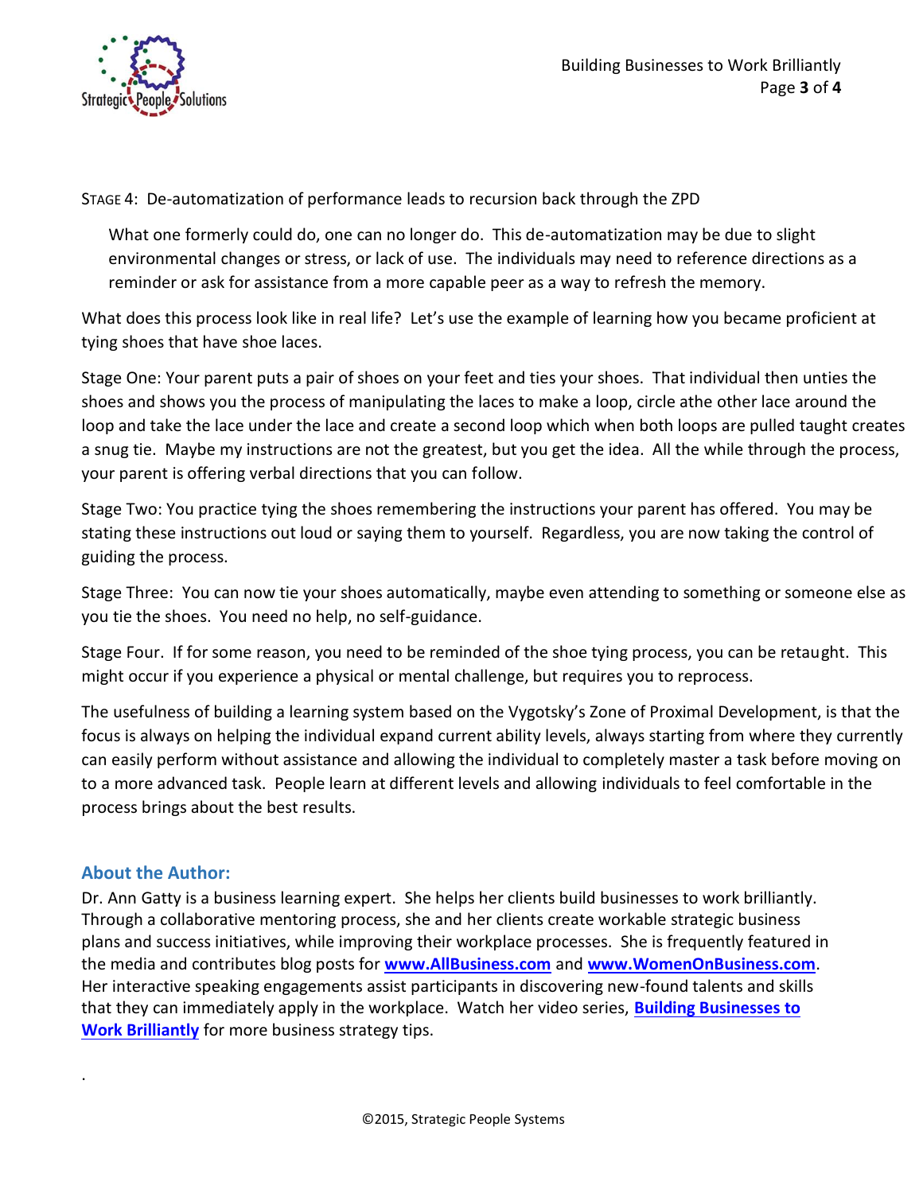STAGE 4: De-automatization of performance leads to recursion back through the ZPD

> What one formerly could do, one can no longer do. This de-automatization may be due to slight environmental changes or stress, or lack of use. The individuals may need to reference directions as a reminder or ask for assistance from a more capable peer as a way to refresh the memory.

What does this process look like in real life? Let's use the example of learning how you became proficient at tying shoes that have shoe laces.

Stage One: Your parent puts a pair of shoes on your feet and ties your shoes. That individual then unties the shoes and shows you the process of manipulating the laces to make a loop, circle athe other lace around the loop and take the lace under the lace and create a second loop which when both loops are pulled taught creates a snug tie. Maybe my instructions are not the greatest, but you get the idea. All the while through the process, your parent is offering verbal directions that you can follow.

Stage Two: You practice tying the shoes remembering the instructions your parent has offered. You may be stating these instructions out loud or saying them to yourself. Regardless, you are now taking the control of guiding the process.

Stage Three: You can now tie your shoes automatically, maybe even attending to something or someone else as you tie the shoes. You need no help, no self-guidance.

Stage Four. If for some reason, you need to be reminded of the shoe tying process, you can be retaught. This might occur if you experience a physical or mental challenge, but requires you to reprocess.

The usefulness of building a learning system based on the Vygotsky's Zone of Proximal Development, is that the focus is always on helping the individual expand current ability levels, always starting from where they currently can easily perform without assistance and allowing the individual to completely master a task before moving on to a more advanced task. People learn at different levels and allowing individuals to feel comfortable in the process brings about the best results.

## About the Author:

Dr. Ann Gatty is a business learning expert. She helps her clients build businesses to work brilliantly. Through a collaborative mentoring process, she and her clients create workable strategic business plans and success initiatives, while improving their workplace processes. She is frequently featured in the media and contributes blog posts for **www.AllBusiness.com** and **www.WomenOnBusiness.com**. Her interactive speaking engagements assist participants in discovering new-found talents and skills that they can immediately apply in the workplace. Watch her video series, **Building Businesses to Work Brilliantly** for more business strategy tips.

.

©2015, Strategic People Systems